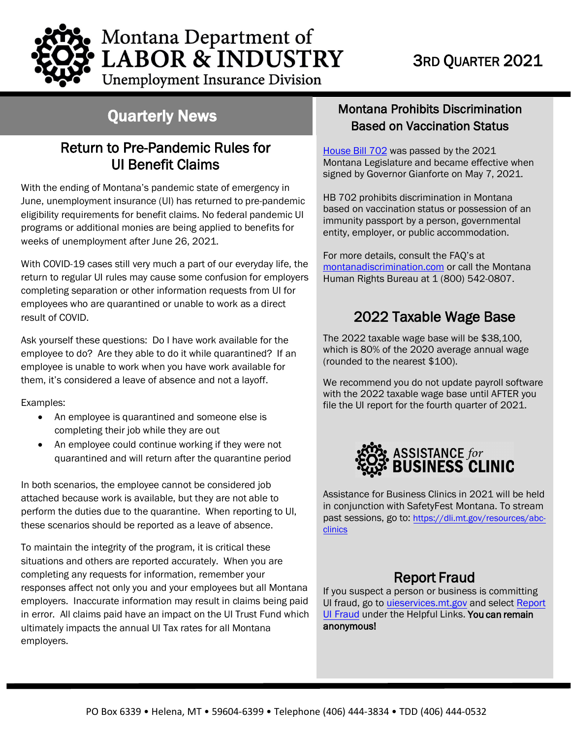# Montana Department of LABOR & INDUSTRY
Unemployment Insurance Division

3RD QUARTER 2021

## Quarterly News

### Return to Pre-Pandemic Rules for UI Benefit Claims

With the ending of Montana's pandemic state of emergency in June, unemployment insurance (UI) has returned to pre-pandemic eligibility requirements for benefit claims. No federal pandemic UI programs or additional monies are being applied to benefits for weeks of unemployment after June 26, 2021.

With COVID-19 cases still very much a part of our everyday life, the return to regular UI rules may cause some confusion for employers completing separation or other information requests from UI for employees who are quarantined or unable to work as a direct result of COVID.

Ask yourself these questions: Do I have work available for the employee to do? Are they able to do it while quarantined? If an employee is unable to work when you have work available for them, it's considered a leave of absence and not a layoff.

Examples:

- An employee is quarantined and someone else is completing their job while they are out
- An employee could continue working if they were not quarantined and will return after the quarantine period

In both scenarios, the employee cannot be considered job attached because work is available, but they are not able to perform the duties due to the quarantine. When reporting to UI, these scenarios should be reported as a leave of absence.

To maintain the integrity of the program, it is critical these situations and others are reported accurately. When you are completing any requests for information, remember your responses affect not only you and your employees but all Montana employers. Inaccurate information may result in claims being paid in error. All claims paid have an impact on the UI Trust Fund which ultimately impacts the annual UI Tax rates for all Montana employers.

### Montana Prohibits Discrimination Based on Vaccination Status

House Bill 702 was passed by the 2021 Montana Legislature and became effective when signed by Governor Gianforte on May 7, 2021.

HB 702 prohibits discrimination in Montana based on vaccination status or possession of an immunity passport by a person, governmental entity, employer, or public accommodation.

For more details, consult the FAQ's at montanadiscrimination.com or call the Montana Human Rights Bureau at 1 (800) 542-0807.

### 2022 Taxable Wage Base

The 2022 taxable wage base will be $38,100, which is 80% of the 2020 average annual wage (rounded to the nearest $100).

We recommend you do not update payroll software with the 2022 taxable wage base until AFTER you file the UI report for the fourth quarter of 2021.

### ASSISTANCE *for* BUSINESS CLINIC

Assistance for Business Clinics in 2021 will be held in conjunction with SafetyFest Montana. To stream past sessions, go to: https://dli.mt.gov/resources/abc-clinics

### Report Fraud

If you suspect a person or business is committing UI fraud, go to uieservices.mt.gov and select Report UI Fraud under the Helpful Links. **You can remain anonymous!**

PO Box 6339 • Helena, MT • 59604-6399 • Telephone (406) 444-3834 • TDD (406) 444-0532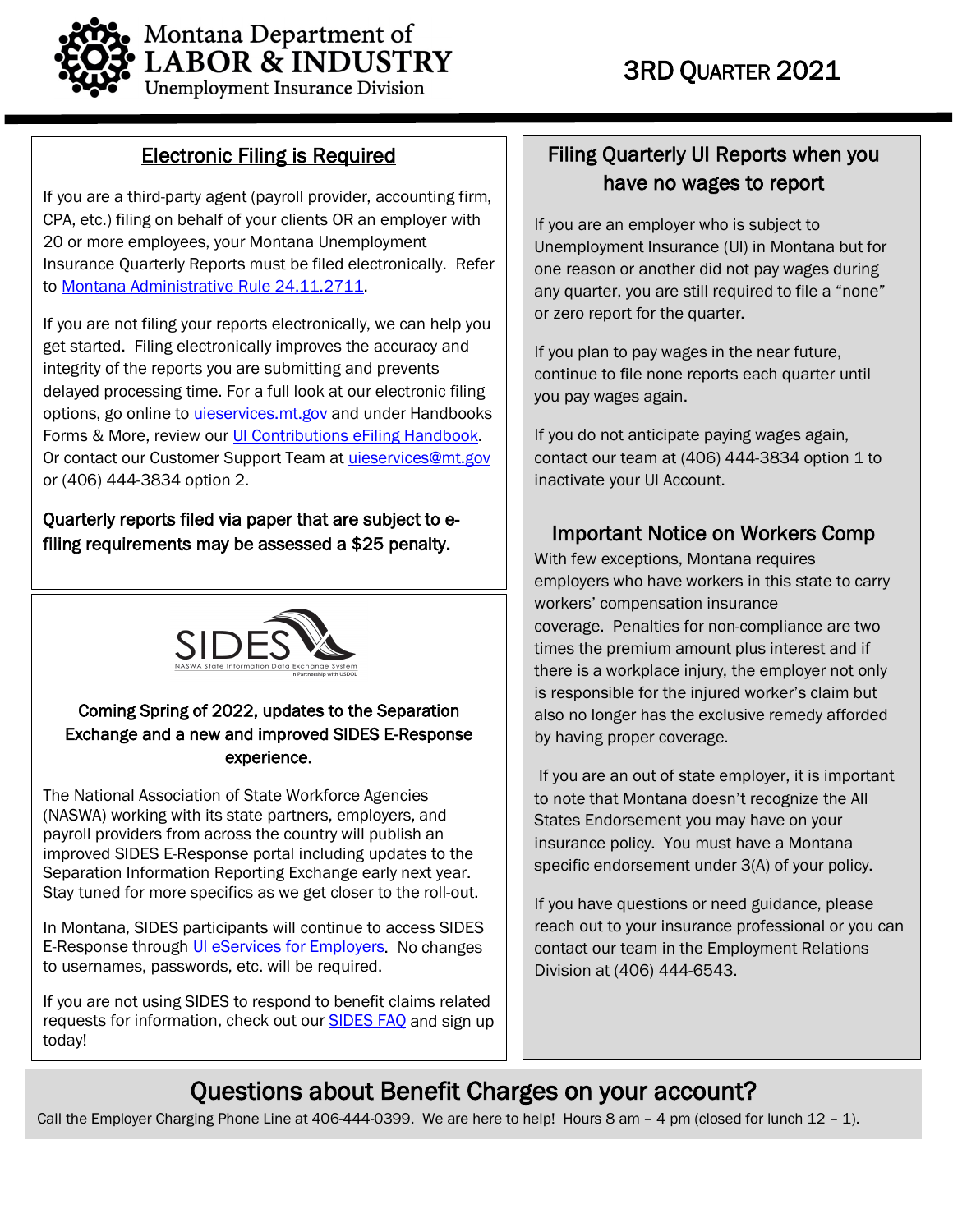Montana Department of
LABOR & INDUSTRY
Unemployment Insurance Division

3RD QUARTER 2021

## Electronic Filing is Required

If you are a third-party agent (payroll provider, accounting firm, CPA, etc.) filing on behalf of your clients OR an employer with 20 or more employees, your Montana Unemployment Insurance Quarterly Reports must be filed electronically. Refer to [Montana Administrative Rule 24.11.2711](#).

If you are not filing your reports electronically, we can help you get started. Filing electronically improves the accuracy and integrity of the reports you are submitting and prevents delayed processing time. For a full look at our electronic filing options, go online to [uieservices.mt.gov](#) and under Handbooks Forms & More, review our [UI Contributions eFiling Handbook](#). Or contact our Customer Support Team at [uieservices@mt.gov](#) or (406) 444-3834 option 2.

**Quarterly reports filed via paper that are subject to e-filing requirements may be assessed a $25 penalty.**

SIDES
NASWA State Information Data Exchange System
In Partnership with USDOL

**Coming Spring of 2022, updates to the Separation Exchange and a new and improved SIDES E-Response experience.**

The National Association of State Workforce Agencies (NASWA) working with its state partners, employers, and payroll providers from across the country will publish an improved SIDES E-Response portal including updates to the Separation Information Reporting Exchange early next year. Stay tuned for more specifics as we get closer to the roll-out.

In Montana, SIDES participants will continue to access SIDES E-Response through [UI eServices for Employers](#). No changes to usernames, passwords, etc. will be required.

If you are not using SIDES to respond to benefit claims related requests for information, check out our [SIDES FAQ](#) and sign up today!

## Filing Quarterly UI Reports when you have no wages to report

If you are an employer who is subject to Unemployment Insurance (UI) in Montana but for one reason or another did not pay wages during any quarter, you are still required to file a "none" or zero report for the quarter.

If you plan to pay wages in the near future, continue to file none reports each quarter until you pay wages again.

If you do not anticipate paying wages again, contact our team at (406) 444-3834 option 1 to inactivate your UI Account.

## Important Notice on Workers Comp

With few exceptions, Montana requires employers who have workers in this state to carry workers' compensation insurance coverage. Penalties for non-compliance are two times the premium amount plus interest and if there is a workplace injury, the employer not only is responsible for the injured worker's claim but also no longer has the exclusive remedy afforded by having proper coverage.

If you are an out of state employer, it is important to note that Montana doesn't recognize the All States Endorsement you may have on your insurance policy. You must have a Montana specific endorsement under 3(A) of your policy.

If you have questions or need guidance, please reach out to your insurance professional or you can contact our team in the Employment Relations Division at (406) 444-6543.

## Questions about Benefit Charges on your account?

Call the Employer Charging Phone Line at 406-444-0399. We are here to help! Hours 8 am – 4 pm (closed for lunch 12 – 1).